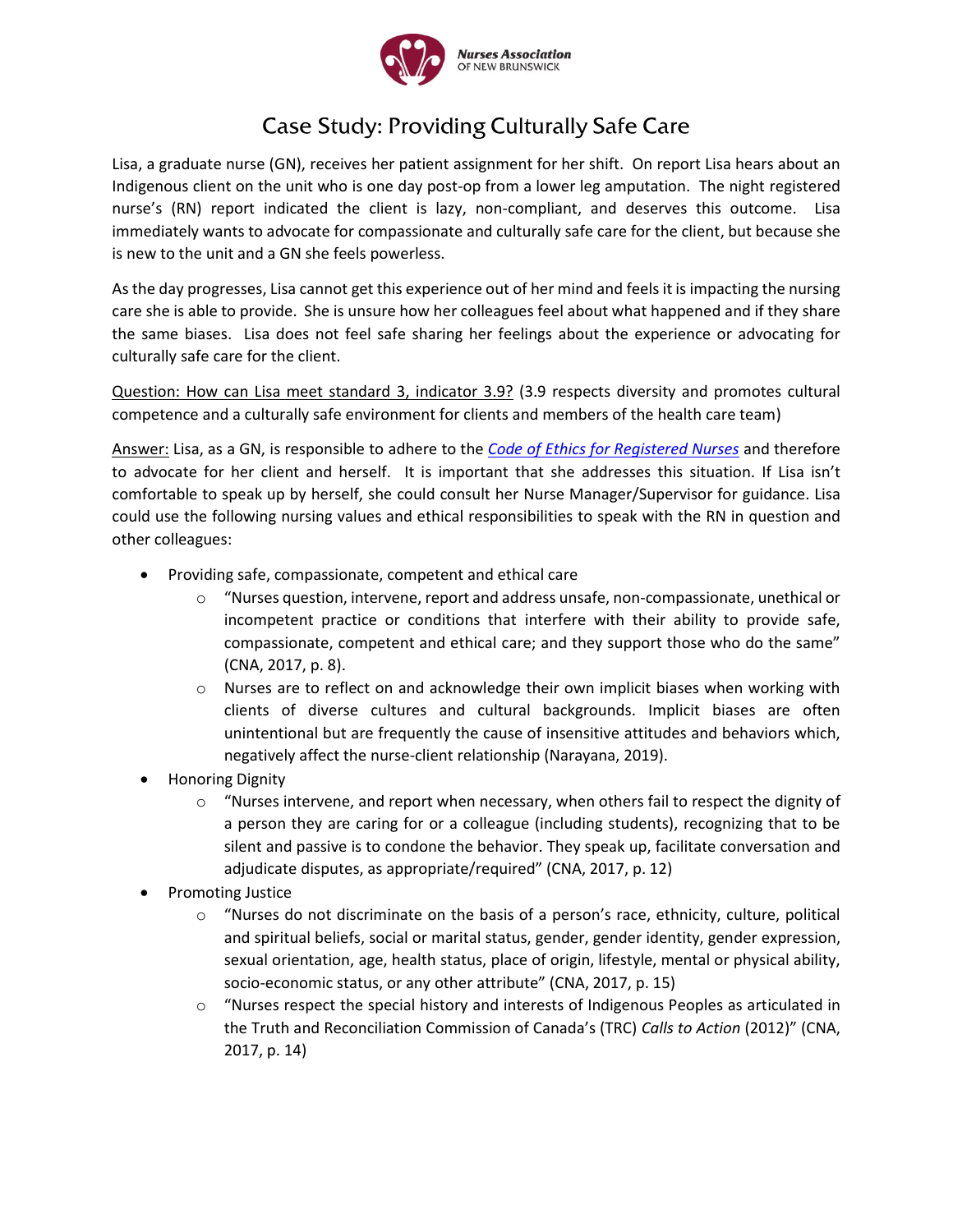# Case Study: Providing Culturally Safe Care

Lisa, a graduate nurse (GN), receives her patient assignment for her shift. On report Lisa hears about an Indigenous client on the unit who is one day post-op from a lower leg amputation. The night registered nurse's (RN) report indicated the client is lazy, non-compliant, and deserves this outcome. Lisa immediately wants to advocate for compassionate and culturally safe care for the client, but because she is new to the unit and a GN she feels powerless.

As the day progresses, Lisa cannot get this experience out of her mind and feels it is impacting the nursing care she is able to provide. She is unsure how her colleagues feel about what happened and if they share the same biases. Lisa does not feel safe sharing her feelings about the experience or advocating for culturally safe care for the client.

<u>Question: How can Lisa meet standard 3, indicator 3.9?</u> (3.9 respects diversity and promotes cultural competence and a culturally safe environment for clients and members of the health care team)

<u>Answer:</u> Lisa, as a GN, is responsible to adhere to the *[Code of Ethics for Registered Nurses](#)* and therefore to advocate for her client and herself. It is important that she addresses this situation. If Lisa isn't comfortable to speak up by herself, she could consult her Nurse Manager/Supervisor for guidance. Lisa could use the following nursing values and ethical responsibilities to speak with the RN in question and other colleagues:

- Providing safe, compassionate, competent and ethical care
  - "Nurses question, intervene, report and address unsafe, non-compassionate, unethical or incompetent practice or conditions that interfere with their ability to provide safe, compassionate, competent and ethical care; and they support those who do the same" (CNA, 2017, p. 8).
  - Nurses are to reflect on and acknowledge their own implicit biases when working with clients of diverse cultures and cultural backgrounds. Implicit biases are often unintentional but are frequently the cause of insensitive attitudes and behaviors which, negatively affect the nurse-client relationship (Narayana, 2019).
- Honoring Dignity
  - "Nurses intervene, and report when necessary, when others fail to respect the dignity of a person they are caring for or a colleague (including students), recognizing that to be silent and passive is to condone the behavior. They speak up, facilitate conversation and adjudicate disputes, as appropriate/required" (CNA, 2017, p. 12)
- Promoting Justice
  - "Nurses do not discriminate on the basis of a person's race, ethnicity, culture, political and spiritual beliefs, social or marital status, gender, gender identity, gender expression, sexual orientation, age, health status, place of origin, lifestyle, mental or physical ability, socio-economic status, or any other attribute" (CNA, 2017, p. 15)
  - "Nurses respect the special history and interests of Indigenous Peoples as articulated in the Truth and Reconciliation Commission of Canada's (TRC) *Calls to Action* (2012)" (CNA, 2017, p. 14)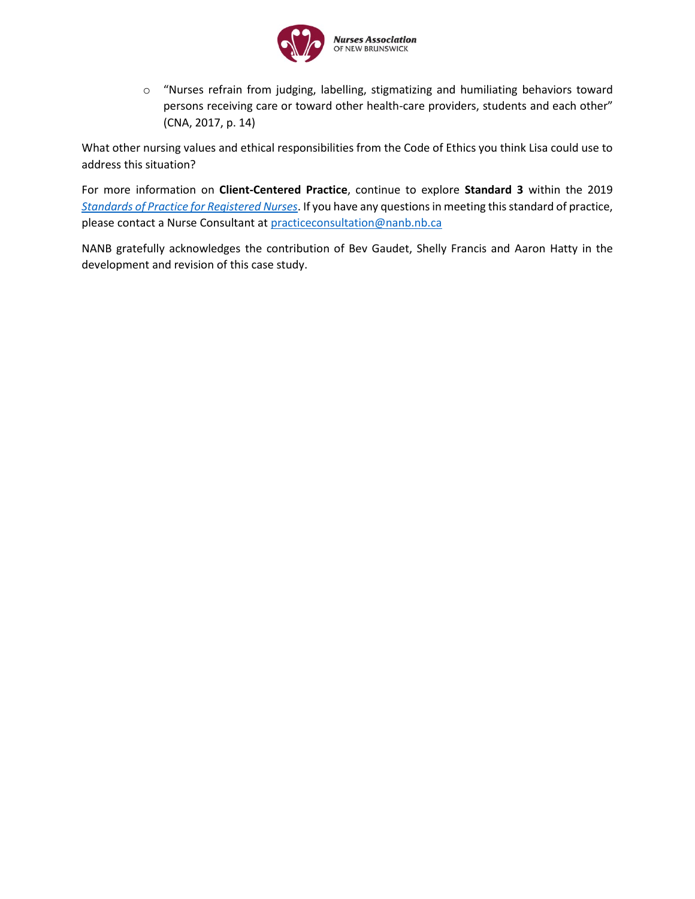- "Nurses refrain from judging, labelling, stigmatizing and humiliating behaviors toward persons receiving care or toward other health-care providers, students and each other" (CNA, 2017, p. 14)

What other nursing values and ethical responsibilities from the Code of Ethics you think Lisa could use to address this situation?

For more information on **Client-Centered Practice**, continue to explore **Standard 3** within the 2019 *Standards of Practice for Registered Nurses*. If you have any questions in meeting this standard of practice, please contact a Nurse Consultant at practiceconsultation@nanb.nb.ca

NANB gratefully acknowledges the contribution of Bev Gaudet, Shelly Francis and Aaron Hatty in the development and revision of this case study.